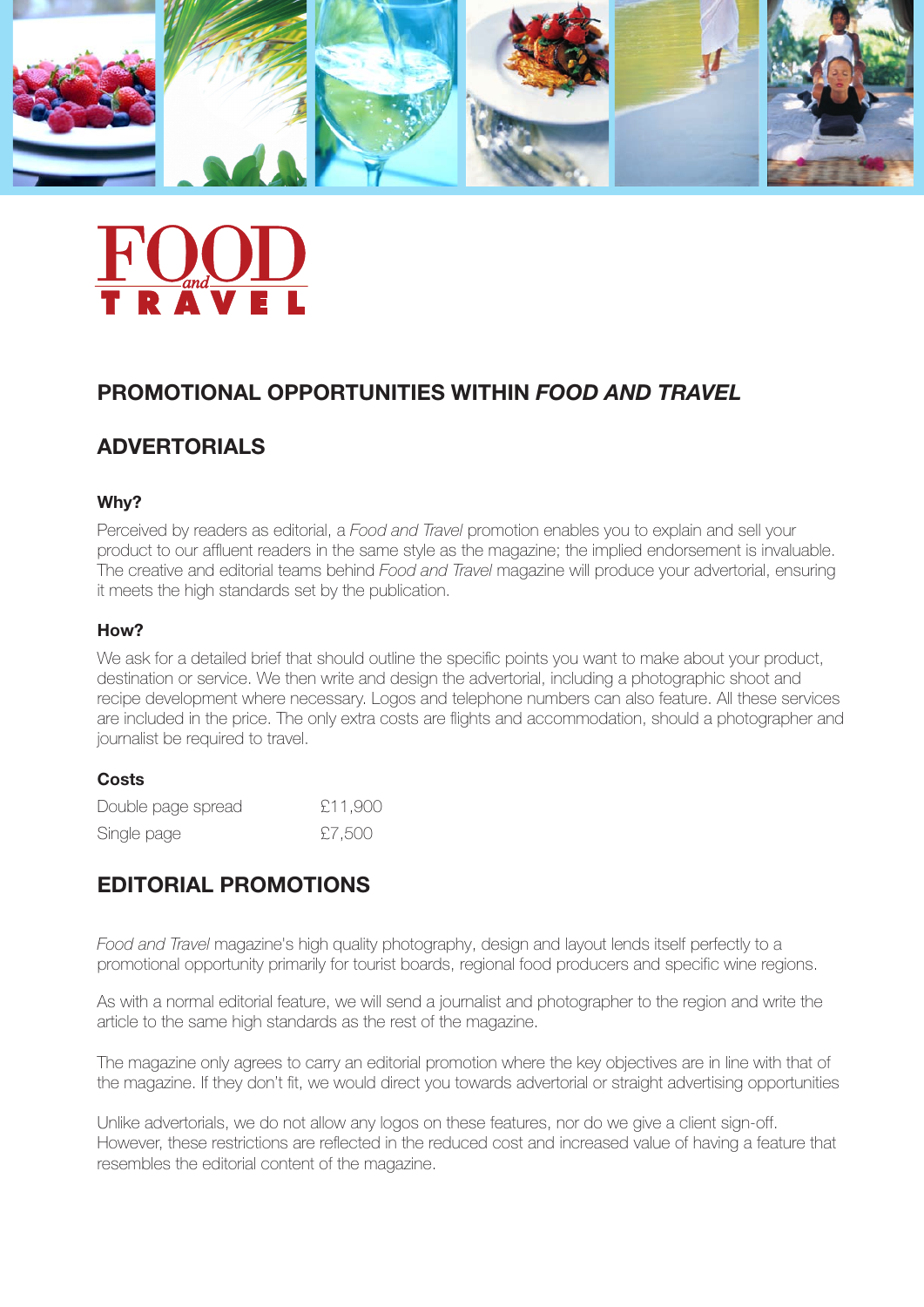# FOOD and TRAVEL

## PROMOTIONAL OPPORTUNITIES WITHIN *FOOD AND TRAVEL*

## ADVERTORIALS

### Why?

Perceived by readers as editorial, a *Food and Travel* promotion enables you to explain and sell your product to our affluent readers in the same style as the magazine; the implied endorsement is invaluable. The creative and editorial teams behind *Food and Travel* magazine will produce your advertorial, ensuring it meets the high standards set by the publication.

### How?

We ask for a detailed brief that should outline the specific points you want to make about your product, destination or service. We then write and design the advertorial, including a photographic shoot and recipe development where necessary. Logos and telephone numbers can also feature. All these services are included in the price. The only extra costs are flights and accommodation, should a photographer and journalist be required to travel.

### Costs

| | |
|---|---|
| Double page spread | £11,900 |
| Single page | £7,500 |

## EDITORIAL PROMOTIONS

*Food and Travel* magazine's high quality photography, design and layout lends itself perfectly to a promotional opportunity primarily for tourist boards, regional food producers and specific wine regions.

As with a normal editorial feature, we will send a journalist and photographer to the region and write the article to the same high standards as the rest of the magazine.

The magazine only agrees to carry an editorial promotion where the key objectives are in line with that of the magazine. If they don't fit, we would direct you towards advertorial or straight advertising opportunities

Unlike advertorials, we do not allow any logos on these features, nor do we give a client sign-off. However, these restrictions are reflected in the reduced cost and increased value of having a feature that resembles the editorial content of the magazine.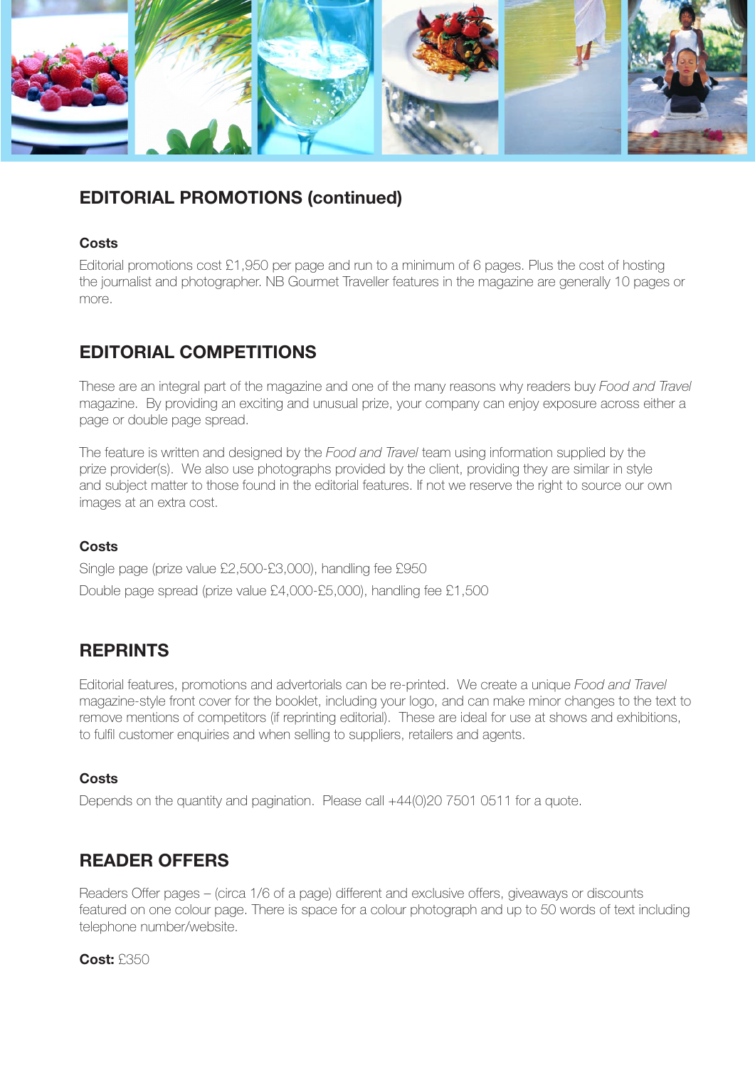## EDITORIAL PROMOTIONS (continued)

### Costs

Editorial promotions cost £1,950 per page and run to a minimum of 6 pages. Plus the cost of hosting the journalist and photographer. NB Gourmet Traveller features in the magazine are generally 10 pages or more.

## EDITORIAL COMPETITIONS

These are an integral part of the magazine and one of the many reasons why readers buy *Food and Travel* magazine. By providing an exciting and unusual prize, your company can enjoy exposure across either a page or double page spread.

The feature is written and designed by the *Food and Travel* team using information supplied by the prize provider(s). We also use photographs provided by the client, providing they are similar in style and subject matter to those found in the editorial features. If not we reserve the right to source our own images at an extra cost.

### Costs

Single page (prize value £2,500-£3,000), handling fee £950

Double page spread (prize value £4,000-£5,000), handling fee £1,500

## REPRINTS

Editorial features, promotions and advertorials can be re-printed. We create a unique *Food and Travel* magazine-style front cover for the booklet, including your logo, and can make minor changes to the text to remove mentions of competitors (if reprinting editorial). These are ideal for use at shows and exhibitions, to fulfil customer enquiries and when selling to suppliers, retailers and agents.

### Costs

Depends on the quantity and pagination. Please call +44(0)20 7501 0511 for a quote.

## READER OFFERS

Readers Offer pages – (circa 1/6 of a page) different and exclusive offers, giveaways or discounts featured on one colour page. There is space for a colour photograph and up to 50 words of text including telephone number/website.

**Cost:** £350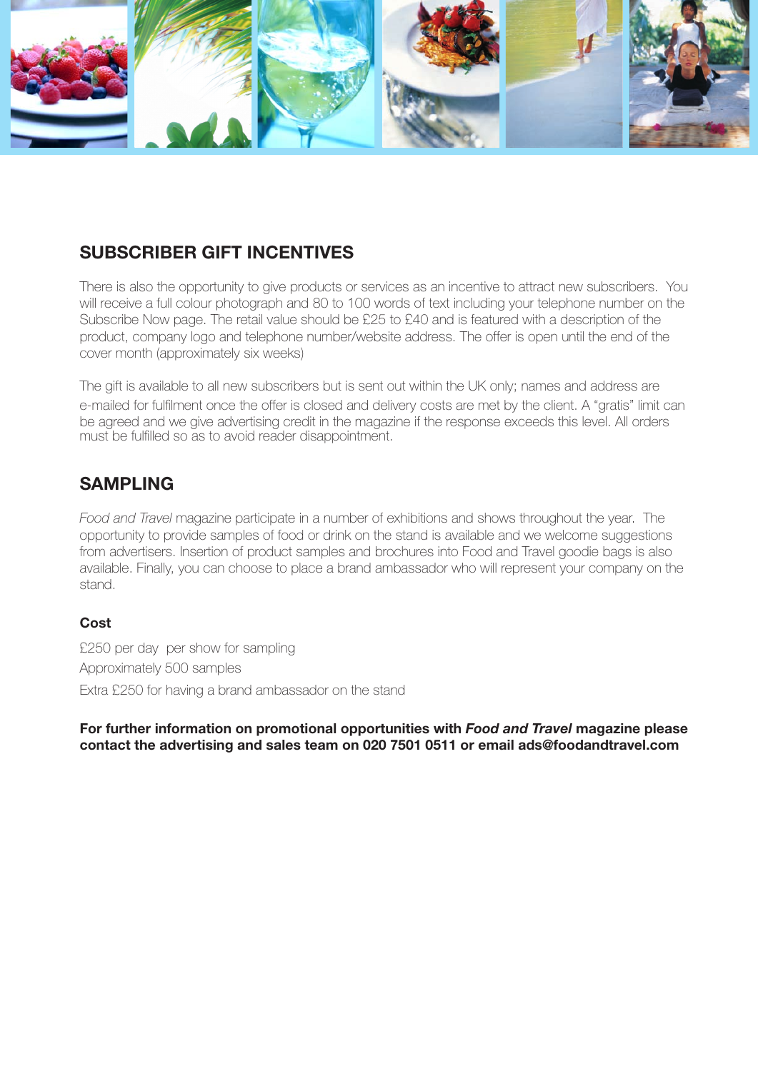## SUBSCRIBER GIFT INCENTIVES

There is also the opportunity to give products or services as an incentive to attract new subscribers. You will receive a full colour photograph and 80 to 100 words of text including your telephone number on the Subscribe Now page. The retail value should be £25 to £40 and is featured with a description of the product, company logo and telephone number/website address. The offer is open until the end of the cover month (approximately six weeks)

The gift is available to all new subscribers but is sent out within the UK only; names and address are e-mailed for fulfilment once the offer is closed and delivery costs are met by the client. A "gratis" limit can be agreed and we give advertising credit in the magazine if the response exceeds this level. All orders must be fulfilled so as to avoid reader disappointment.

## SAMPLING

*Food and Travel* magazine participate in a number of exhibitions and shows throughout the year. The opportunity to provide samples of food or drink on the stand is available and we welcome suggestions from advertisers. Insertion of product samples and brochures into Food and Travel goodie bags is also available. Finally, you can choose to place a brand ambassador who will represent your company on the stand.

### Cost

£250 per day per show for sampling

Approximately 500 samples

Extra £250 for having a brand ambassador on the stand

**For further information on promotional opportunities with *Food and Travel* magazine please contact the advertising and sales team on 020 7501 0511 or email ads@foodandtravel.com**